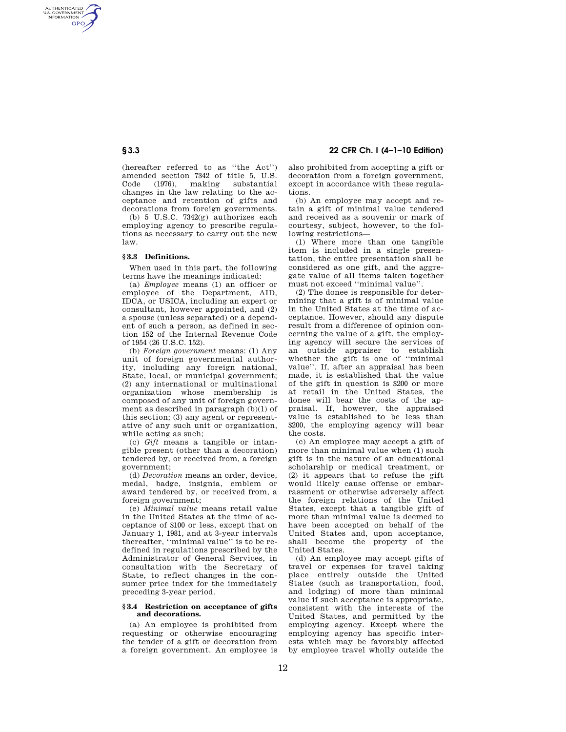(hereafter referred to as ''the Act'') amended section 7342 of title 5, U.S. Code (1976), making substantial changes in the law relating to the acceptance and retention of gifts and decorations from foreign governments.

(b) 5 U.S.C. 7342(g) authorizes each employing agency to prescribe regulations as necessary to carry out the new law.

### § 3.3 Definitions.

When used in this part, the following terms have the meanings indicated:

(a) *Employee* means (1) an officer or employee of the Department, AID, IDCA, or USICA, including an expert or consultant, however appointed, and (2) a spouse (unless separated) or a dependent of such a person, as defined in section 152 of the Internal Revenue Code of 1954 (26 U.S.C. 152).

(b) *Foreign government* means: (1) Any unit of foreign governmental authority, including any foreign national, State, local, or municipal government; (2) any international or multinational organization whose membership is composed of any unit of foreign government as described in paragraph (b)(1) of this section; (3) any agent or representative of any such unit or organization, while acting as such;

(c) *Gift* means a tangible or intangible present (other than a decoration) tendered by, or received from, a foreign government;

(d) *Decoration* means an order, device, medal, badge, insignia, emblem or award tendered by, or received from, a foreign government;

(e) *Minimal value* means retail value in the United States at the time of acceptance of $100 or less, except that on January 1, 1981, and at 3-year intervals thereafter, ''minimal value'' is to be redefined in regulations prescribed by the Administrator of General Services, in consultation with the Secretary of State, to reflect changes in the consumer price index for the immediately preceding 3-year period.

### § 3.4 Restriction on acceptance of gifts and decorations.

(a) An employee is prohibited from requesting or otherwise encouraging the tender of a gift or decoration from a foreign government. An employee is also prohibited from accepting a gift or decoration from a foreign government, except in accordance with these regulations.

(b) An employee may accept and retain a gift of minimal value tendered and received as a souvenir or mark of courtesy, subject, however, to the following restrictions—

(1) Where more than one tangible item is included in a single presentation, the entire presentation shall be considered as one gift, and the aggregate value of all items taken together must not exceed ''minimal value''.

(2) The donee is responsible for determining that a gift is of minimal value in the United States at the time of acceptance. However, should any dispute result from a difference of opinion concerning the value of a gift, the employing agency will secure the services of an outside appraiser to establish whether the gift is one of ''minimal value''. If, after an appraisal has been made, it is established that the value of the gift in question is $200 or more at retail in the United States, the donee will bear the costs of the appraisal. If, however, the appraised value is established to be less than $200, the employing agency will bear the costs.

(c) An employee may accept a gift of more than minimal value when (1) such gift is in the nature of an educational scholarship or medical treatment, or (2) it appears that to refuse the gift would likely cause offense or embarrassment or otherwise adversely affect the foreign relations of the United States, except that a tangible gift of more than minimal value is deemed to have been accepted on behalf of the United States and, upon acceptance, shall become the property of the United States.

(d) An employee may accept gifts of travel or expenses for travel taking place entirely outside the United States (such as transportation, food, and lodging) of more than minimal value if such acceptance is appropriate, consistent with the interests of the United States, and permitted by the employing agency. Except where the employing agency has specific interests which may be favorably affected by employee travel wholly outside the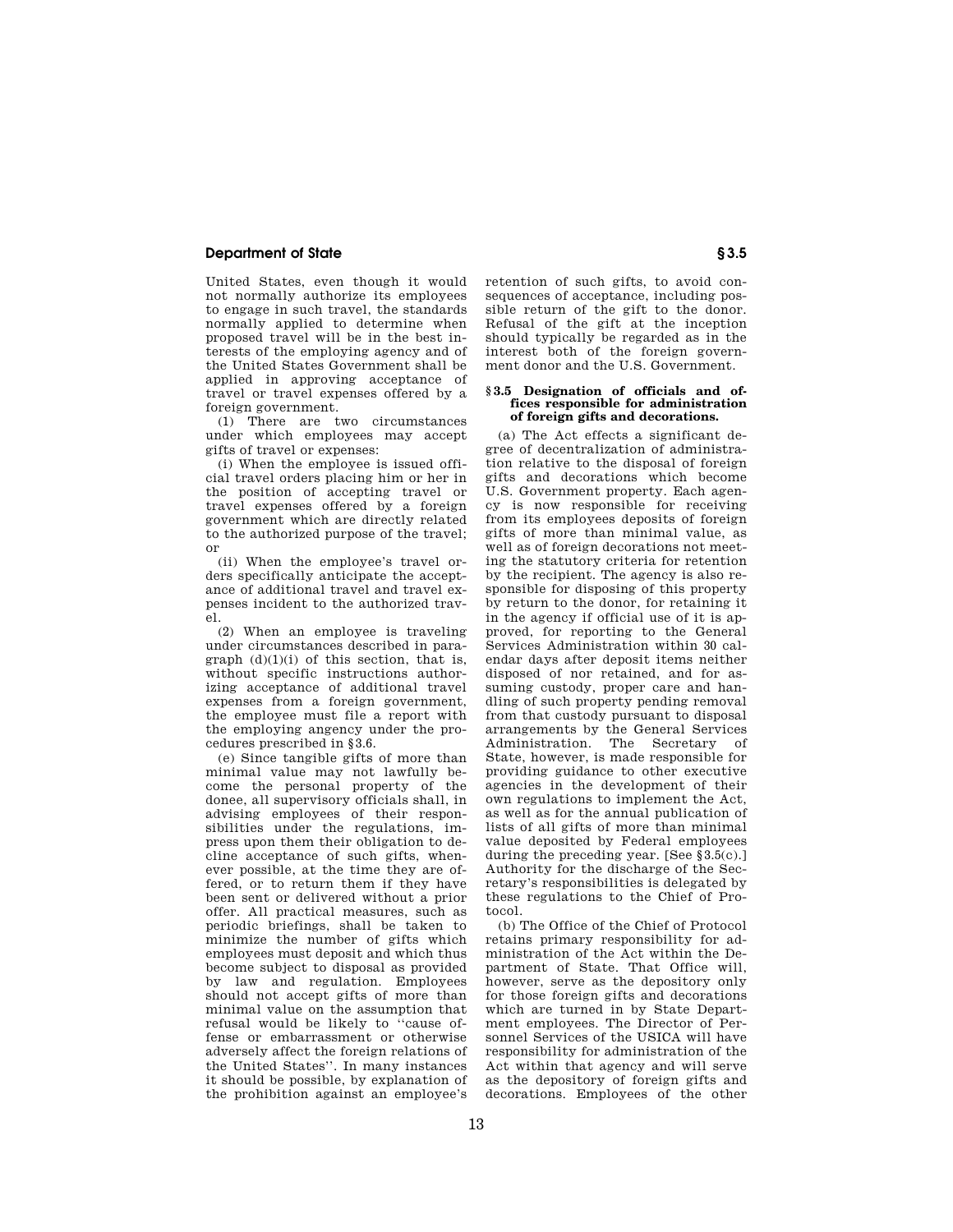United States, even though it would not normally authorize its employees to engage in such travel, the standards normally applied to determine when proposed travel will be in the best interests of the employing agency and of the United States Government shall be applied in approving acceptance of travel or travel expenses offered by a foreign government.

(1) There are two circumstances under which employees may accept gifts of travel or expenses:

(i) When the employee is issued official travel orders placing him or her in the position of accepting travel or travel expenses offered by a foreign government which are directly related to the authorized purpose of the travel; or

(ii) When the employee's travel orders specifically anticipate the acceptance of additional travel and travel expenses incident to the authorized travel.

(2) When an employee is traveling under circumstances described in paragraph (d)(1)(i) of this section, that is, without specific instructions authorizing acceptance of additional travel expenses from a foreign government, the employee must file a report with the employing angency under the procedures prescribed in §3.6.

(e) Since tangible gifts of more than minimal value may not lawfully become the personal property of the donee, all supervisory officials shall, in advising employees of their responsibilities under the regulations, impress upon them their obligation to decline acceptance of such gifts, whenever possible, at the time they are offered, or to return them if they have been sent or delivered without a prior offer. All practical measures, such as periodic briefings, shall be taken to minimize the number of gifts which employees must deposit and which thus become subject to disposal as provided by law and regulation. Employees should not accept gifts of more than minimal value on the assumption that refusal would be likely to ''cause offense or embarrassment or otherwise adversely affect the foreign relations of the United States''. In many instances it should be possible, by explanation of the prohibition against an employee's retention of such gifts, to avoid consequences of acceptance, including possible return of the gift to the donor. Refusal of the gift at the inception should typically be regarded as in the interest both of the foreign government donor and the U.S. Government.

### §3.5 Designation of officials and offices responsible for administration of foreign gifts and decorations.

(a) The Act effects a significant degree of decentralization of administration relative to the disposal of foreign gifts and decorations which become U.S. Government property. Each agency is now responsible for receiving from its employees deposits of foreign gifts of more than minimal value, as well as of foreign decorations not meeting the statutory criteria for retention by the recipient. The agency is also responsible for disposing of this property by return to the donor, for retaining it in the agency if official use of it is approved, for reporting to the General Services Administration within 30 calendar days after deposit items neither disposed of nor retained, and for assuming custody, proper care and handling of such property pending removal from that custody pursuant to disposal arrangements by the General Services Administration. The Secretary of State, however, is made responsible for providing guidance to other executive agencies in the development of their own regulations to implement the Act, as well as for the annual publication of lists of all gifts of more than minimal value deposited by Federal employees during the preceding year. [See §3.5(c).] Authority for the discharge of the Secretary's responsibilities is delegated by these regulations to the Chief of Protocol.

(b) The Office of the Chief of Protocol retains primary responsibility for administration of the Act within the Department of State. That Office will, however, serve as the depository only for those foreign gifts and decorations which are turned in by State Department employees. The Director of Personnel Services of the USICA will have responsibility for administration of the Act within that agency and will serve as the depository of foreign gifts and decorations. Employees of the other